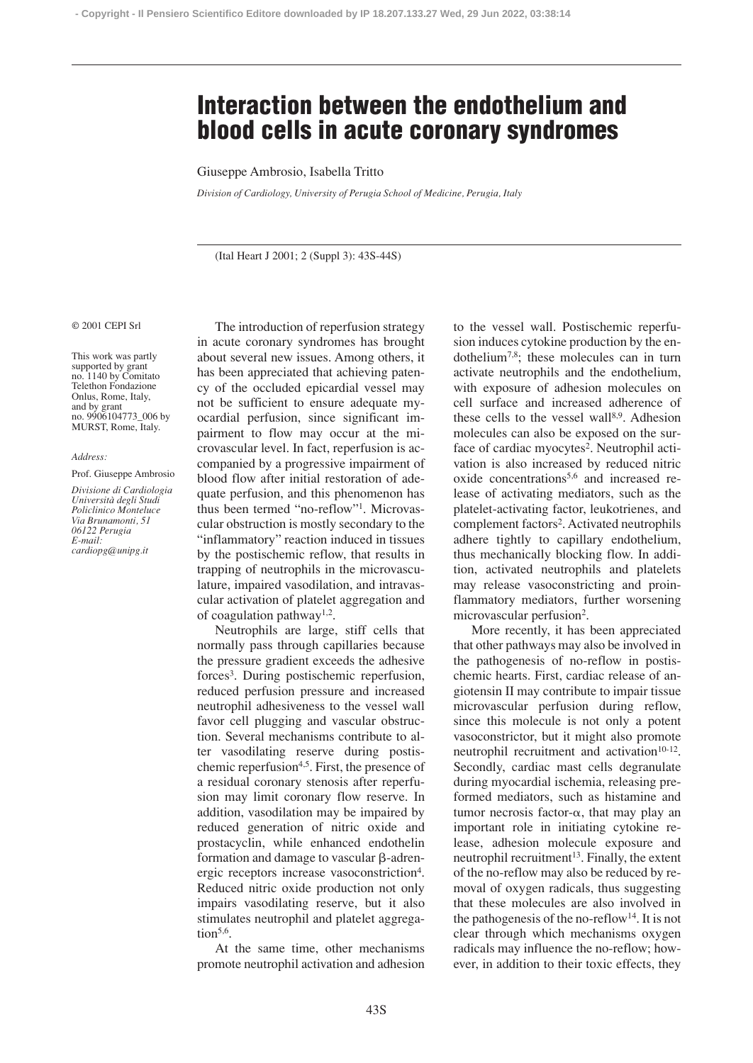# Interaction between the endothelium and blood cells in acute coronary syndromes

Giuseppe Ambrosio, Isabella Tritto

*Division of Cardiology, University of Perugia School of Medicine, Perugia, Italy*

(Ital Heart J 2001; 2 (Suppl 3): 43S-44S)

© 2001 CEPI Srl

This work was partly supported by grant no. 1140 by Comitato Telethon Fondazione Onlus, Rome, Italy, and by grant no. 9906104773_006 by MURST, Rome, Italy.

*Address:*

Prof. Giuseppe Ambrosio

*Divisione di Cardiologia*
*Università degli Studi*
*Policlinico Monteluce*
*Via Brunamonti, 51*
*06122 Perugia*
*E-mail:*
*cardiopg@unipg.it*

The introduction of reperfusion strategy in acute coronary syndromes has brought about several new issues. Among others, it has been appreciated that achieving patency of the occluded epicardial vessel may not be sufficient to ensure adequate myocardial perfusion, since significant impairment to flow may occur at the microvascular level. In fact, reperfusion is accompanied by a progressive impairment of blood flow after initial restoration of adequate perfusion, and this phenomenon has thus been termed "no-reflow"[1]. Microvascular obstruction is mostly secondary to the "inflammatory" reaction induced in tissues by the postischemic reflow, that results in trapping of neutrophils in the microvasculature, impaired vasodilation, and intravascular activation of platelet aggregation and of coagulation pathway[1,2].

Neutrophils are large, stiff cells that normally pass through capillaries because the pressure gradient exceeds the adhesive forces[3]. During postischemic reperfusion, reduced perfusion pressure and increased neutrophil adhesiveness to the vessel wall favor cell plugging and vascular obstruction. Several mechanisms contribute to alter vasodilating reserve during postischemic reperfusion[4,5]. First, the presence of a residual coronary stenosis after reperfusion may limit coronary flow reserve. In addition, vasodilation may be impaired by reduced generation of nitric oxide and prostacyclin, while enhanced endothelin formation and damage to vascular β-adrenergic receptors increase vasoconstriction[4]. Reduced nitric oxide production not only impairs vasodilating reserve, but it also stimulates neutrophil and platelet aggregation[5,6].

At the same time, other mechanisms promote neutrophil activation and adhesion to the vessel wall. Postischemic reperfusion induces cytokine production by the endothelium[7,8]; these molecules can in turn activate neutrophils and the endothelium, with exposure of adhesion molecules on cell surface and increased adherence of these cells to the vessel wall[8,9]. Adhesion molecules can also be exposed on the surface of cardiac myocytes[2]. Neutrophil activation is also increased by reduced nitric oxide concentrations[5,6] and increased release of activating mediators, such as the platelet-activating factor, leukotrienes, and complement factors[2]. Activated neutrophils adhere tightly to capillary endothelium, thus mechanically blocking flow. In addition, activated neutrophils and platelets may release vasoconstricting and proinflammatory mediators, further worsening microvascular perfusion[2].

More recently, it has been appreciated that other pathways may also be involved in the pathogenesis of no-reflow in postischemic hearts. First, cardiac release of angiotensin II may contribute to impair tissue microvascular perfusion during reflow, since this molecule is not only a potent vasoconstrictor, but it might also promote neutrophil recruitment and activation[10-12]. Secondly, cardiac mast cells degranulate during myocardial ischemia, releasing preformed mediators, such as histamine and tumor necrosis factor-α, that may play an important role in initiating cytokine release, adhesion molecule exposure and neutrophil recruitment[13]. Finally, the extent of the no-reflow may also be reduced by removal of oxygen radicals, thus suggesting that these molecules are also involved in the pathogenesis of the no-reflow[14]. It is not clear through which mechanisms oxygen radicals may influence the no-reflow; however, in addition to their toxic effects, they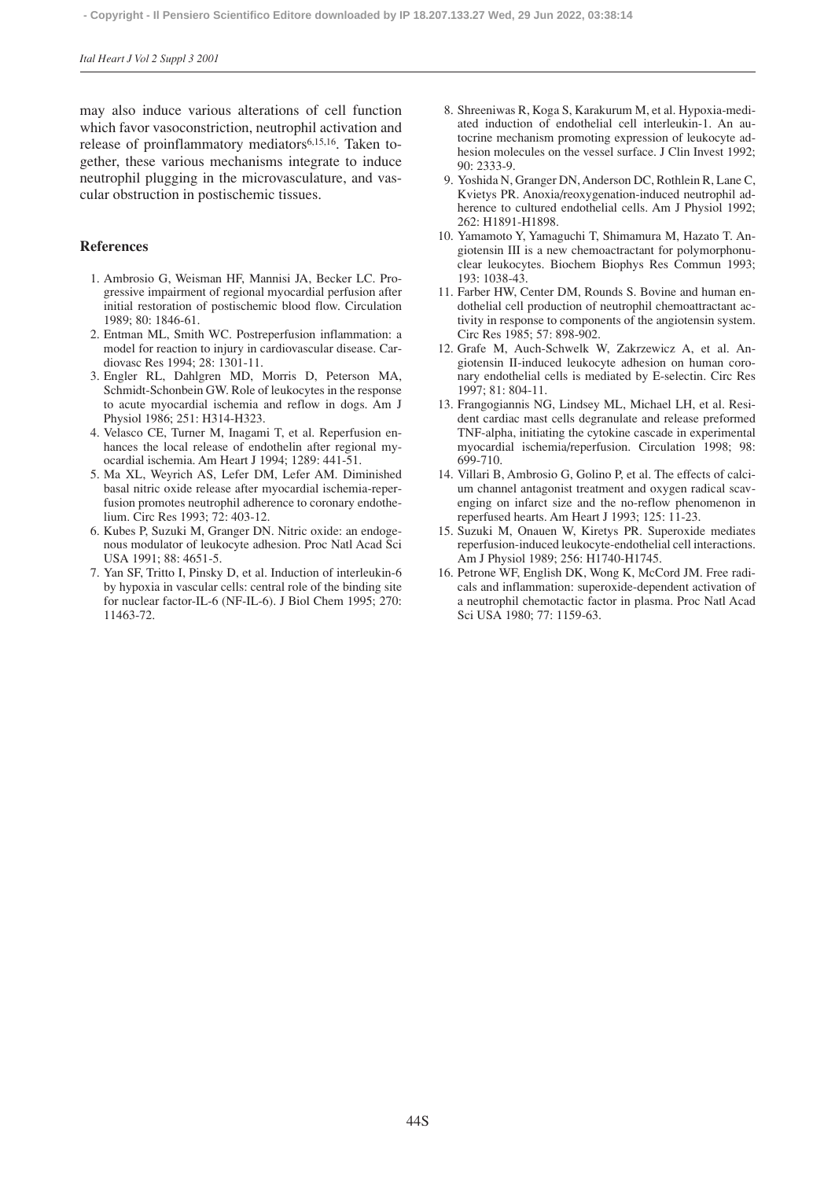may also induce various alterations of cell function which favor vasoconstriction, neutrophil activation and release of proinflammatory mediators[6,15,16]. Taken together, these various mechanisms integrate to induce neutrophil plugging in the microvasculature, and vascular obstruction in postischemic tissues.

## References

1. Ambrosio G, Weisman HF, Mannisi JA, Becker LC. Progressive impairment of regional myocardial perfusion after initial restoration of postischemic blood flow. Circulation 1989; 80: 1846-61.
2. Entman ML, Smith WC. Postreperfusion inflammation: a model for reaction to injury in cardiovascular disease. Cardiovasc Res 1994; 28: 1301-11.
3. Engler RL, Dahlgren MD, Morris D, Peterson MA, Schmidt-Schonbein GW. Role of leukocytes in the response to acute myocardial ischemia and reflow in dogs. Am J Physiol 1986; 251: H314-H323.
4. Velasco CE, Turner M, Inagami T, et al. Reperfusion enhances the local release of endothelin after regional myocardial ischemia. Am Heart J 1994; 1289: 441-51.
5. Ma XL, Weyrich AS, Lefer DM, Lefer AM. Diminished basal nitric oxide release after myocardial ischemia-reperfusion promotes neutrophil adherence to coronary endothelium. Circ Res 1993; 72: 403-12.
6. Kubes P, Suzuki M, Granger DN. Nitric oxide: an endogenous modulator of leukocyte adhesion. Proc Natl Acad Sci USA 1991; 88: 4651-5.
7. Yan SF, Tritto I, Pinsky D, et al. Induction of interleukin-6 by hypoxia in vascular cells: central role of the binding site for nuclear factor-IL-6 (NF-IL-6). J Biol Chem 1995; 270: 11463-72.
8. Shreeniwas R, Koga S, Karakurum M, et al. Hypoxia-mediated induction of endothelial cell interleukin-1. An autocrine mechanism promoting expression of leukocyte adhesion molecules on the vessel surface. J Clin Invest 1992; 90: 2333-9.
9. Yoshida N, Granger DN, Anderson DC, Rothlein R, Lane C, Kvietys PR. Anoxia/reoxygenation-induced neutrophil adherence to cultured endothelial cells. Am J Physiol 1992; 262: H1891-H1898.
10. Yamamoto Y, Yamaguchi T, Shimamura M, Hazato T. Angiotensin III is a new chemoactractant for polymorphonuclear leukocytes. Biochem Biophys Res Commun 1993; 193: 1038-43.
11. Farber HW, Center DM, Rounds S. Bovine and human endothelial cell production of neutrophil chemoattractant activity in response to components of the angiotensin system. Circ Res 1985; 57: 898-902.
12. Grafe M, Auch-Schwelk W, Zakrzewicz A, et al. Angiotensin II-induced leukocyte adhesion on human coronary endothelial cells is mediated by E-selectin. Circ Res 1997; 81: 804-11.
13. Frangogiannis NG, Lindsey ML, Michael LH, et al. Resident cardiac mast cells degranulate and release preformed TNF-alpha, initiating the cytokine cascade in experimental myocardial ischemia/reperfusion. Circulation 1998; 98: 699-710.
14. Villari B, Ambrosio G, Golino P, et al. The effects of calcium channel antagonist treatment and oxygen radical scavenging on infarct size and the no-reflow phenomenon in reperfused hearts. Am Heart J 1993; 125: 11-23.
15. Suzuki M, Onauen W, Kiretys PR. Superoxide mediates reperfusion-induced leukocyte-endothelial cell interactions. Am J Physiol 1989; 256: H1740-H1745.
16. Petrone WF, English DK, Wong K, McCord JM. Free radicals and inflammation: superoxide-dependent activation of a neutrophil chemotactic factor in plasma. Proc Natl Acad Sci USA 1980; 77: 1159-63.